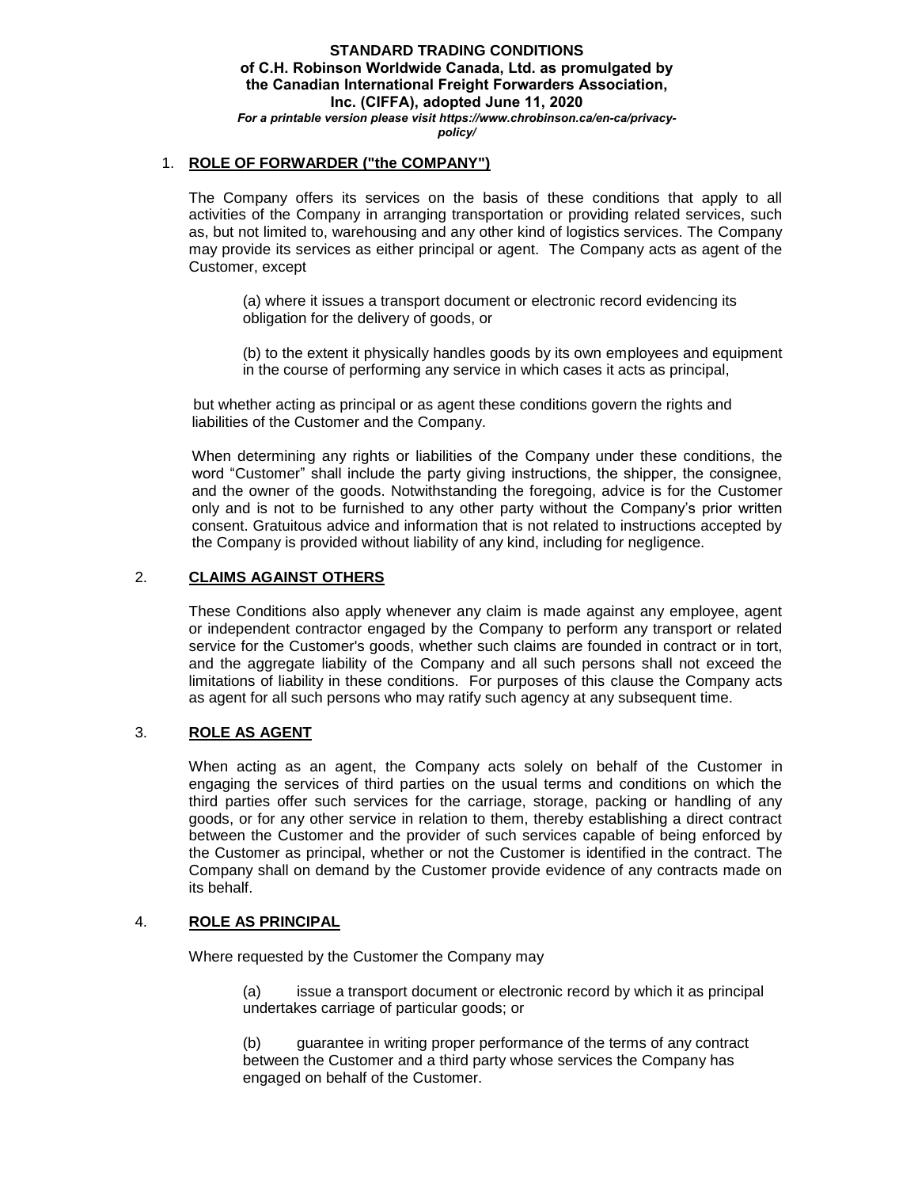**STANDARD TRADING CONDITIONS**
**of C.H. Robinson Worldwide Canada, Ltd. as promulgated by the Canadian International Freight Forwarders Association, Inc. (CIFFA), adopted June 11, 2020**
***For a printable version please visit https://www.chrobinson.ca/en-ca/privacy-policy/***

1. **ROLE OF FORWARDER ("the COMPANY")**

The Company offers its services on the basis of these conditions that apply to all activities of the Company in arranging transportation or providing related services, such as, but not limited to, warehousing and any other kind of logistics services. The Company may provide its services as either principal or agent. The Company acts as agent of the Customer, except

(a) where it issues a transport document or electronic record evidencing its obligation for the delivery of goods, or

(b) to the extent it physically handles goods by its own employees and equipment in the course of performing any service in which cases it acts as principal,

but whether acting as principal or as agent these conditions govern the rights and liabilities of the Customer and the Company.

When determining any rights or liabilities of the Company under these conditions, the word "Customer" shall include the party giving instructions, the shipper, the consignee, and the owner of the goods. Notwithstanding the foregoing, advice is for the Customer only and is not to be furnished to any other party without the Company's prior written consent. Gratuitous advice and information that is not related to instructions accepted by the Company is provided without liability of any kind, including for negligence.

2. **CLAIMS AGAINST OTHERS**

These Conditions also apply whenever any claim is made against any employee, agent or independent contractor engaged by the Company to perform any transport or related service for the Customer's goods, whether such claims are founded in contract or in tort, and the aggregate liability of the Company and all such persons shall not exceed the limitations of liability in these conditions. For purposes of this clause the Company acts as agent for all such persons who may ratify such agency at any subsequent time.

3. **ROLE AS AGENT**

When acting as an agent, the Company acts solely on behalf of the Customer in engaging the services of third parties on the usual terms and conditions on which the third parties offer such services for the carriage, storage, packing or handling of any goods, or for any other service in relation to them, thereby establishing a direct contract between the Customer and the provider of such services capable of being enforced by the Customer as principal, whether or not the Customer is identified in the contract. The Company shall on demand by the Customer provide evidence of any contracts made on its behalf.

4. **ROLE AS PRINCIPAL**

Where requested by the Customer the Company may

(a) issue a transport document or electronic record by which it as principal undertakes carriage of particular goods; or

(b) guarantee in writing proper performance of the terms of any contract between the Customer and a third party whose services the Company has engaged on behalf of the Customer.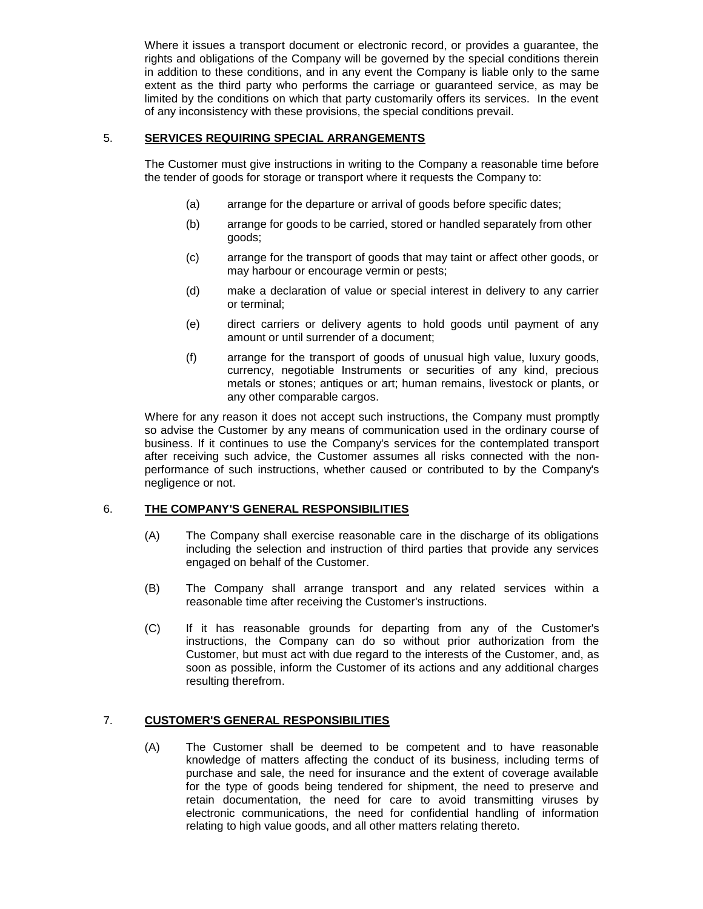Where it issues a transport document or electronic record, or provides a guarantee, the rights and obligations of the Company will be governed by the special conditions therein in addition to these conditions, and in any event the Company is liable only to the same extent as the third party who performs the carriage or guaranteed service, as may be limited by the conditions on which that party customarily offers its services. In the event of any inconsistency with these provisions, the special conditions prevail.

## 5. SERVICES REQUIRING SPECIAL ARRANGEMENTS

The Customer must give instructions in writing to the Company a reasonable time before the tender of goods for storage or transport where it requests the Company to:

(a) arrange for the departure or arrival of goods before specific dates;

(b) arrange for goods to be carried, stored or handled separately from other goods;

(c) arrange for the transport of goods that may taint or affect other goods, or may harbour or encourage vermin or pests;

(d) make a declaration of value or special interest in delivery to any carrier or terminal;

(e) direct carriers or delivery agents to hold goods until payment of any amount or until surrender of a document;

(f) arrange for the transport of goods of unusual high value, luxury goods, currency, negotiable Instruments or securities of any kind, precious metals or stones; antiques or art; human remains, livestock or plants, or any other comparable cargos.

Where for any reason it does not accept such instructions, the Company must promptly so advise the Customer by any means of communication used in the ordinary course of business. If it continues to use the Company's services for the contemplated transport after receiving such advice, the Customer assumes all risks connected with the non-performance of such instructions, whether caused or contributed to by the Company's negligence or not.

## 6. THE COMPANY'S GENERAL RESPONSIBILITIES

(A) The Company shall exercise reasonable care in the discharge of its obligations including the selection and instruction of third parties that provide any services engaged on behalf of the Customer.

(B) The Company shall arrange transport and any related services within a reasonable time after receiving the Customer's instructions.

(C) If it has reasonable grounds for departing from any of the Customer's instructions, the Company can do so without prior authorization from the Customer, but must act with due regard to the interests of the Customer, and, as soon as possible, inform the Customer of its actions and any additional charges resulting therefrom.

## 7. CUSTOMER'S GENERAL RESPONSIBILITIES

(A) The Customer shall be deemed to be competent and to have reasonable knowledge of matters affecting the conduct of its business, including terms of purchase and sale, the need for insurance and the extent of coverage available for the type of goods being tendered for shipment, the need to preserve and retain documentation, the need for care to avoid transmitting viruses by electronic communications, the need for confidential handling of information relating to high value goods, and all other matters relating thereto.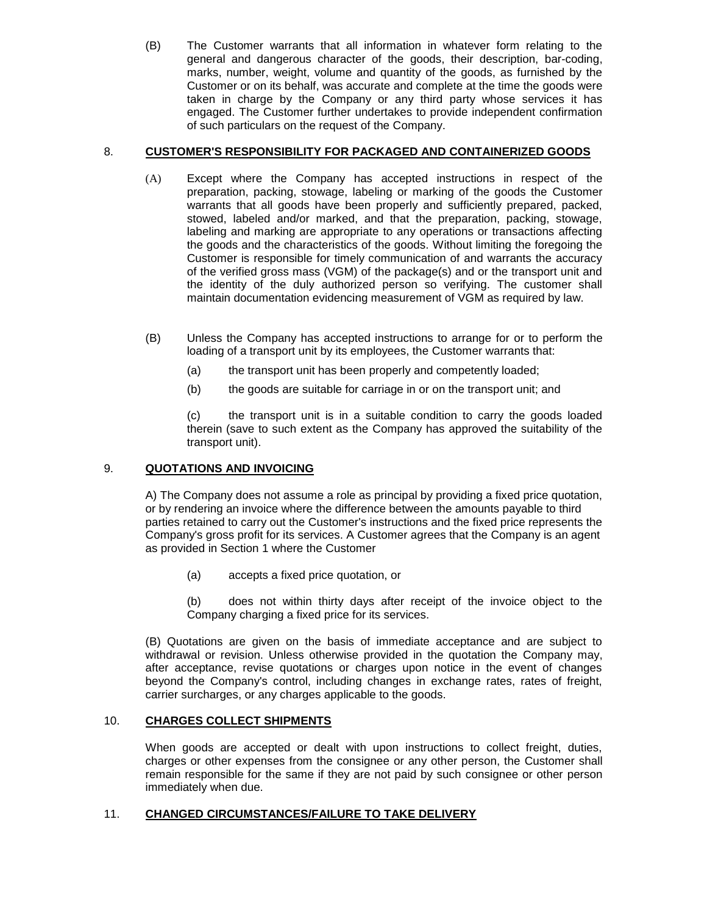(B) The Customer warrants that all information in whatever form relating to the general and dangerous character of the goods, their description, bar-coding, marks, number, weight, volume and quantity of the goods, as furnished by the Customer or on its behalf, was accurate and complete at the time the goods were taken in charge by the Company or any third party whose services it has engaged. The Customer further undertakes to provide independent confirmation of such particulars on the request of the Company.

## 8. **CUSTOMER'S RESPONSIBILITY FOR PACKAGED AND CONTAINERIZED GOODS**

(A) Except where the Company has accepted instructions in respect of the preparation, packing, stowage, labeling or marking of the goods the Customer warrants that all goods have been properly and sufficiently prepared, packed, stowed, labeled and/or marked, and that the preparation, packing, stowage, labeling and marking are appropriate to any operations or transactions affecting the goods and the characteristics of the goods. Without limiting the foregoing the Customer is responsible for timely communication of and warrants the accuracy of the verified gross mass (VGM) of the package(s) and or the transport unit and the identity of the duly authorized person so verifying. The customer shall maintain documentation evidencing measurement of VGM as required by law.

(B) Unless the Company has accepted instructions to arrange for or to perform the loading of a transport unit by its employees, the Customer warrants that:

(a) the transport unit has been properly and competently loaded;

(b) the goods are suitable for carriage in or on the transport unit; and

(c) the transport unit is in a suitable condition to carry the goods loaded therein (save to such extent as the Company has approved the suitability of the transport unit).

## 9. **QUOTATIONS AND INVOICING**

A) The Company does not assume a role as principal by providing a fixed price quotation, or by rendering an invoice where the difference between the amounts payable to third parties retained to carry out the Customer's instructions and the fixed price represents the Company's gross profit for its services. A Customer agrees that the Company is an agent as provided in Section 1 where the Customer

(a) accepts a fixed price quotation, or

(b) does not within thirty days after receipt of the invoice object to the Company charging a fixed price for its services.

(B) Quotations are given on the basis of immediate acceptance and are subject to withdrawal or revision. Unless otherwise provided in the quotation the Company may, after acceptance, revise quotations or charges upon notice in the event of changes beyond the Company's control, including changes in exchange rates, rates of freight, carrier surcharges, or any charges applicable to the goods.

## 10. **CHARGES COLLECT SHIPMENTS**

When goods are accepted or dealt with upon instructions to collect freight, duties, charges or other expenses from the consignee or any other person, the Customer shall remain responsible for the same if they are not paid by such consignee or other person immediately when due.

## 11. **CHANGED CIRCUMSTANCES/FAILURE TO TAKE DELIVERY**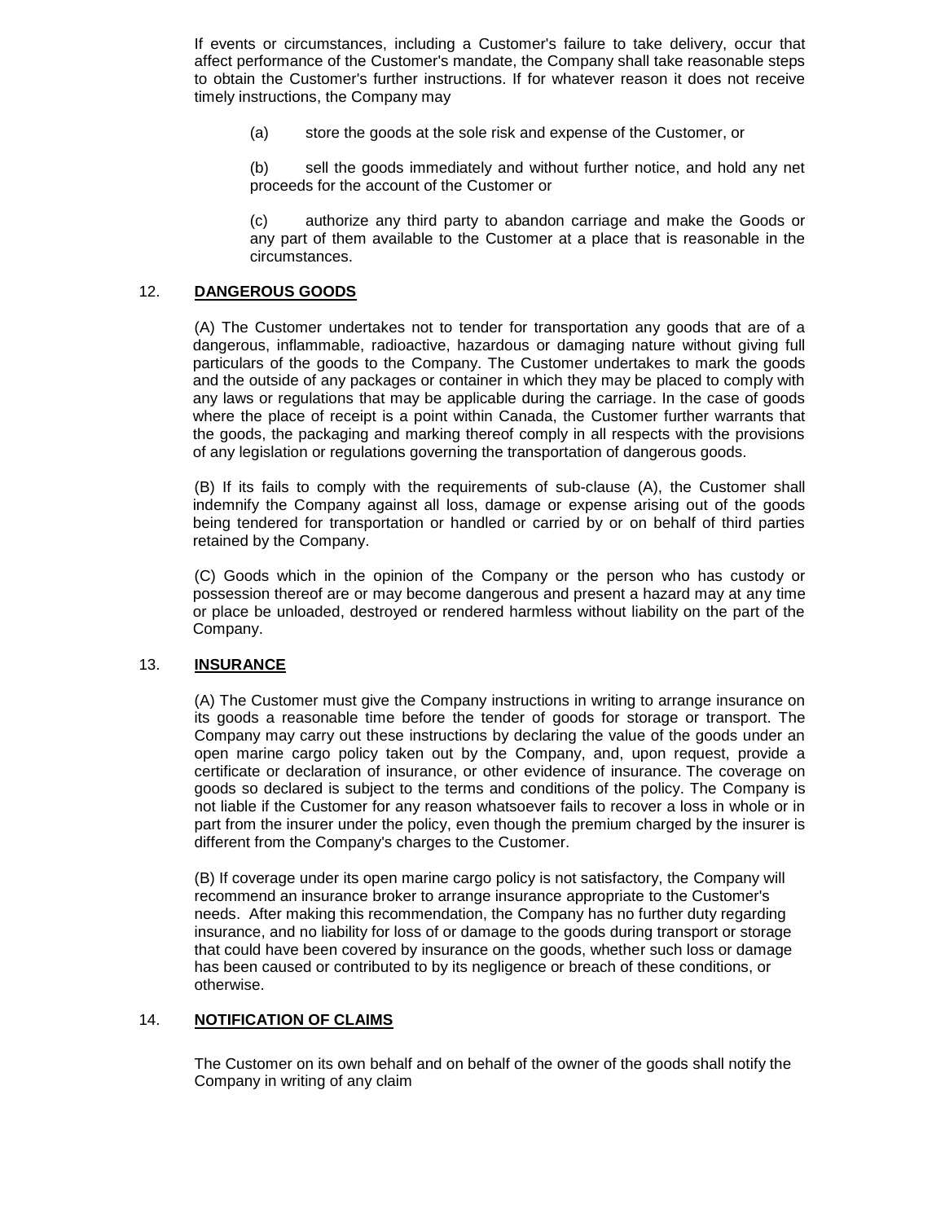If events or circumstances, including a Customer's failure to take delivery, occur that affect performance of the Customer's mandate, the Company shall take reasonable steps to obtain the Customer's further instructions. If for whatever reason it does not receive timely instructions, the Company may

(a) store the goods at the sole risk and expense of the Customer, or

(b) sell the goods immediately and without further notice, and hold any net proceeds for the account of the Customer or

(c) authorize any third party to abandon carriage and make the Goods or any part of them available to the Customer at a place that is reasonable in the circumstances.

## 12. DANGEROUS GOODS

(A) The Customer undertakes not to tender for transportation any goods that are of a dangerous, inflammable, radioactive, hazardous or damaging nature without giving full particulars of the goods to the Company. The Customer undertakes to mark the goods and the outside of any packages or container in which they may be placed to comply with any laws or regulations that may be applicable during the carriage. In the case of goods where the place of receipt is a point within Canada, the Customer further warrants that the goods, the packaging and marking thereof comply in all respects with the provisions of any legislation or regulations governing the transportation of dangerous goods.

(B) If its fails to comply with the requirements of sub-clause (A), the Customer shall indemnify the Company against all loss, damage or expense arising out of the goods being tendered for transportation or handled or carried by or on behalf of third parties retained by the Company.

(C) Goods which in the opinion of the Company or the person who has custody or possession thereof are or may become dangerous and present a hazard may at any time or place be unloaded, destroyed or rendered harmless without liability on the part of the Company.

## 13. INSURANCE

(A) The Customer must give the Company instructions in writing to arrange insurance on its goods a reasonable time before the tender of goods for storage or transport. The Company may carry out these instructions by declaring the value of the goods under an open marine cargo policy taken out by the Company, and, upon request, provide a certificate or declaration of insurance, or other evidence of insurance. The coverage on goods so declared is subject to the terms and conditions of the policy. The Company is not liable if the Customer for any reason whatsoever fails to recover a loss in whole or in part from the insurer under the policy, even though the premium charged by the insurer is different from the Company's charges to the Customer.

(B) If coverage under its open marine cargo policy is not satisfactory, the Company will recommend an insurance broker to arrange insurance appropriate to the Customer's needs. After making this recommendation, the Company has no further duty regarding insurance, and no liability for loss of or damage to the goods during transport or storage that could have been covered by insurance on the goods, whether such loss or damage has been caused or contributed to by its negligence or breach of these conditions, or otherwise.

## 14. NOTIFICATION OF CLAIMS

The Customer on its own behalf and on behalf of the owner of the goods shall notify the Company in writing of any claim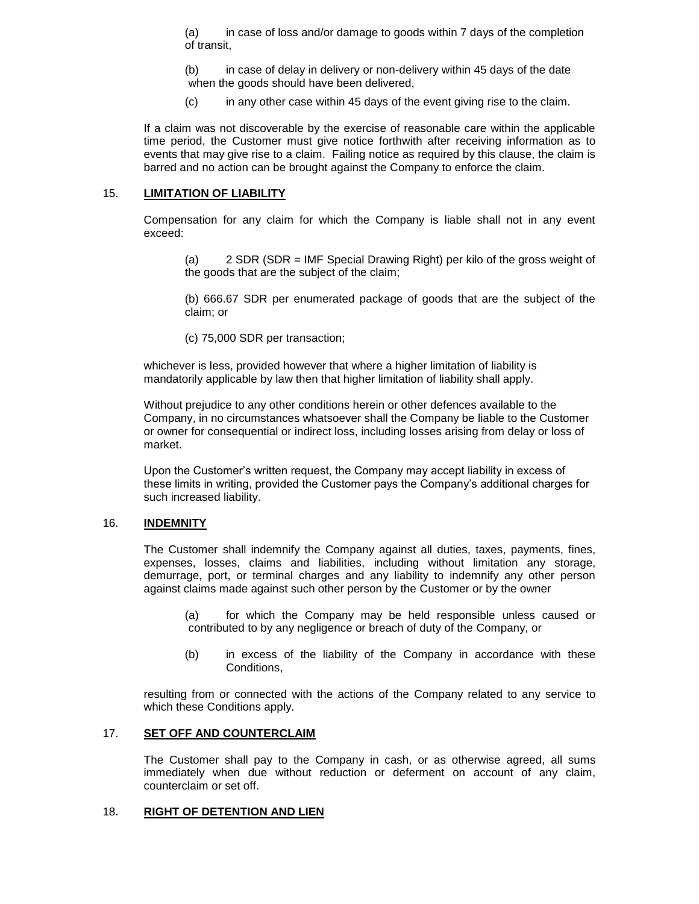(a) in case of loss and/or damage to goods within 7 days of the completion of transit,

(b) in case of delay in delivery or non-delivery within 45 days of the date when the goods should have been delivered,

(c) in any other case within 45 days of the event giving rise to the claim.

If a claim was not discoverable by the exercise of reasonable care within the applicable time period, the Customer must give notice forthwith after receiving information as to events that may give rise to a claim. Failing notice as required by this clause, the claim is barred and no action can be brought against the Company to enforce the claim.

## 15. LIMITATION OF LIABILITY

Compensation for any claim for which the Company is liable shall not in any event exceed:

(a) 2 SDR (SDR = IMF Special Drawing Right) per kilo of the gross weight of the goods that are the subject of the claim;

(b) 666.67 SDR per enumerated package of goods that are the subject of the claim; or

(c) 75,000 SDR per transaction;

whichever is less, provided however that where a higher limitation of liability is mandatorily applicable by law then that higher limitation of liability shall apply.

Without prejudice to any other conditions herein or other defences available to the Company, in no circumstances whatsoever shall the Company be liable to the Customer or owner for consequential or indirect loss, including losses arising from delay or loss of market.

Upon the Customer's written request, the Company may accept liability in excess of these limits in writing, provided the Customer pays the Company's additional charges for such increased liability.

## 16. INDEMNITY

The Customer shall indemnify the Company against all duties, taxes, payments, fines, expenses, losses, claims and liabilities, including without limitation any storage, demurrage, port, or terminal charges and any liability to indemnify any other person against claims made against such other person by the Customer or by the owner

(a) for which the Company may be held responsible unless caused or contributed to by any negligence or breach of duty of the Company, or

(b) in excess of the liability of the Company in accordance with these Conditions,

resulting from or connected with the actions of the Company related to any service to which these Conditions apply.

## 17. SET OFF AND COUNTERCLAIM

The Customer shall pay to the Company in cash, or as otherwise agreed, all sums immediately when due without reduction or deferment on account of any claim, counterclaim or set off.

## 18. RIGHT OF DETENTION AND LIEN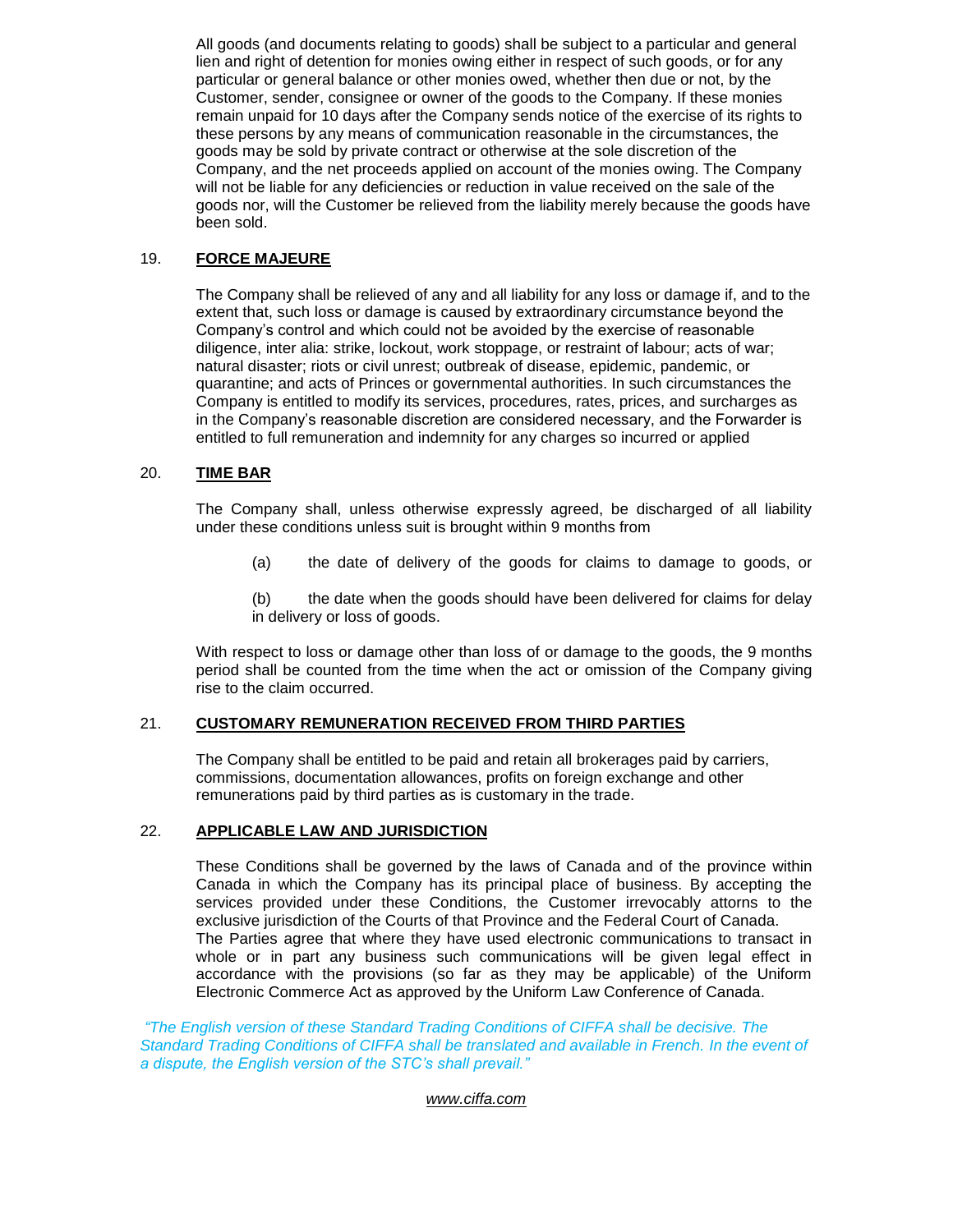All goods (and documents relating to goods) shall be subject to a particular and general lien and right of detention for monies owing either in respect of such goods, or for any particular or general balance or other monies owed, whether then due or not, by the Customer, sender, consignee or owner of the goods to the Company. If these monies remain unpaid for 10 days after the Company sends notice of the exercise of its rights to these persons by any means of communication reasonable in the circumstances, the goods may be sold by private contract or otherwise at the sole discretion of the Company, and the net proceeds applied on account of the monies owing. The Company will not be liable for any deficiencies or reduction in value received on the sale of the goods nor, will the Customer be relieved from the liability merely because the goods have been sold.

## 19. **FORCE MAJEURE**

The Company shall be relieved of any and all liability for any loss or damage if, and to the extent that, such loss or damage is caused by extraordinary circumstance beyond the Company's control and which could not be avoided by the exercise of reasonable diligence, inter alia: strike, lockout, work stoppage, or restraint of labour; acts of war; natural disaster; riots or civil unrest; outbreak of disease, epidemic, pandemic, or quarantine; and acts of Princes or governmental authorities. In such circumstances the Company is entitled to modify its services, procedures, rates, prices, and surcharges as in the Company's reasonable discretion are considered necessary, and the Forwarder is entitled to full remuneration and indemnity for any charges so incurred or applied

## 20. **TIME BAR**

The Company shall, unless otherwise expressly agreed, be discharged of all liability under these conditions unless suit is brought within 9 months from

(a) the date of delivery of the goods for claims to damage to goods, or

(b) the date when the goods should have been delivered for claims for delay in delivery or loss of goods.

With respect to loss or damage other than loss of or damage to the goods, the 9 months period shall be counted from the time when the act or omission of the Company giving rise to the claim occurred.

## 21. **CUSTOMARY REMUNERATION RECEIVED FROM THIRD PARTIES**

The Company shall be entitled to be paid and retain all brokerages paid by carriers, commissions, documentation allowances, profits on foreign exchange and other remunerations paid by third parties as is customary in the trade.

## 22. **APPLICABLE LAW AND JURISDICTION**

These Conditions shall be governed by the laws of Canada and of the province within Canada in which the Company has its principal place of business. By accepting the services provided under these Conditions, the Customer irrevocably attorns to the exclusive jurisdiction of the Courts of that Province and the Federal Court of Canada.
The Parties agree that where they have used electronic communications to transact in whole or in part any business such communications will be given legal effect in accordance with the provisions (so far as they may be applicable) of the Uniform Electronic Commerce Act as approved by the Uniform Law Conference of Canada.

*"The English version of these Standard Trading Conditions of CIFFA shall be decisive. The Standard Trading Conditions of CIFFA shall be translated and available in French. In the event of a dispute, the English version of the STC's shall prevail."*

*www.ciffa.com*